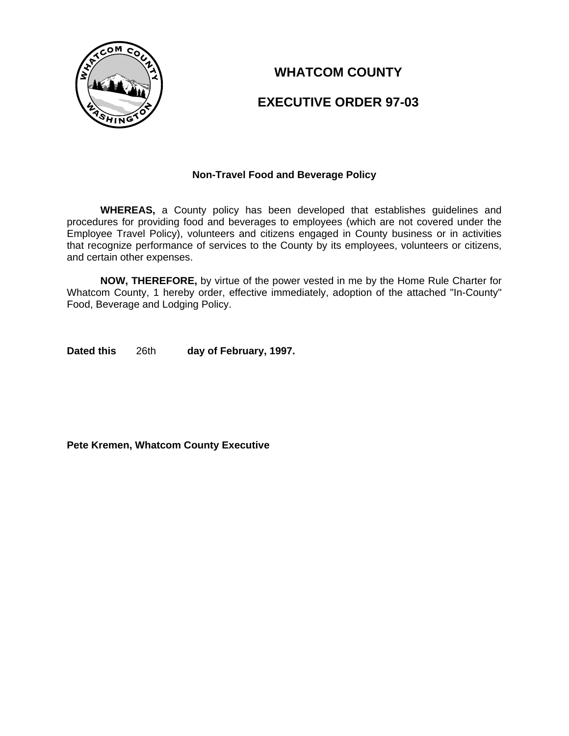# WHATCOM COUNTY

# EXECUTIVE ORDER 97-03

### Non-Travel Food and Beverage Policy

**WHEREAS,** a County policy has been developed that establishes guidelines and procedures for providing food and beverages to employees (which are not covered under the Employee Travel Policy), volunteers and citizens engaged in County business or in activities that recognize performance of services to the County by its employees, volunteers or citizens, and certain other expenses.

**NOW, THEREFORE,** by virtue of the power vested in me by the Home Rule Charter for Whatcom County, 1 hereby order, effective immediately, adoption of the attached "In-County" Food, Beverage and Lodging Policy.

**Dated this** 26th **day of February, 1997.**

**Pete Kremen, Whatcom County Executive**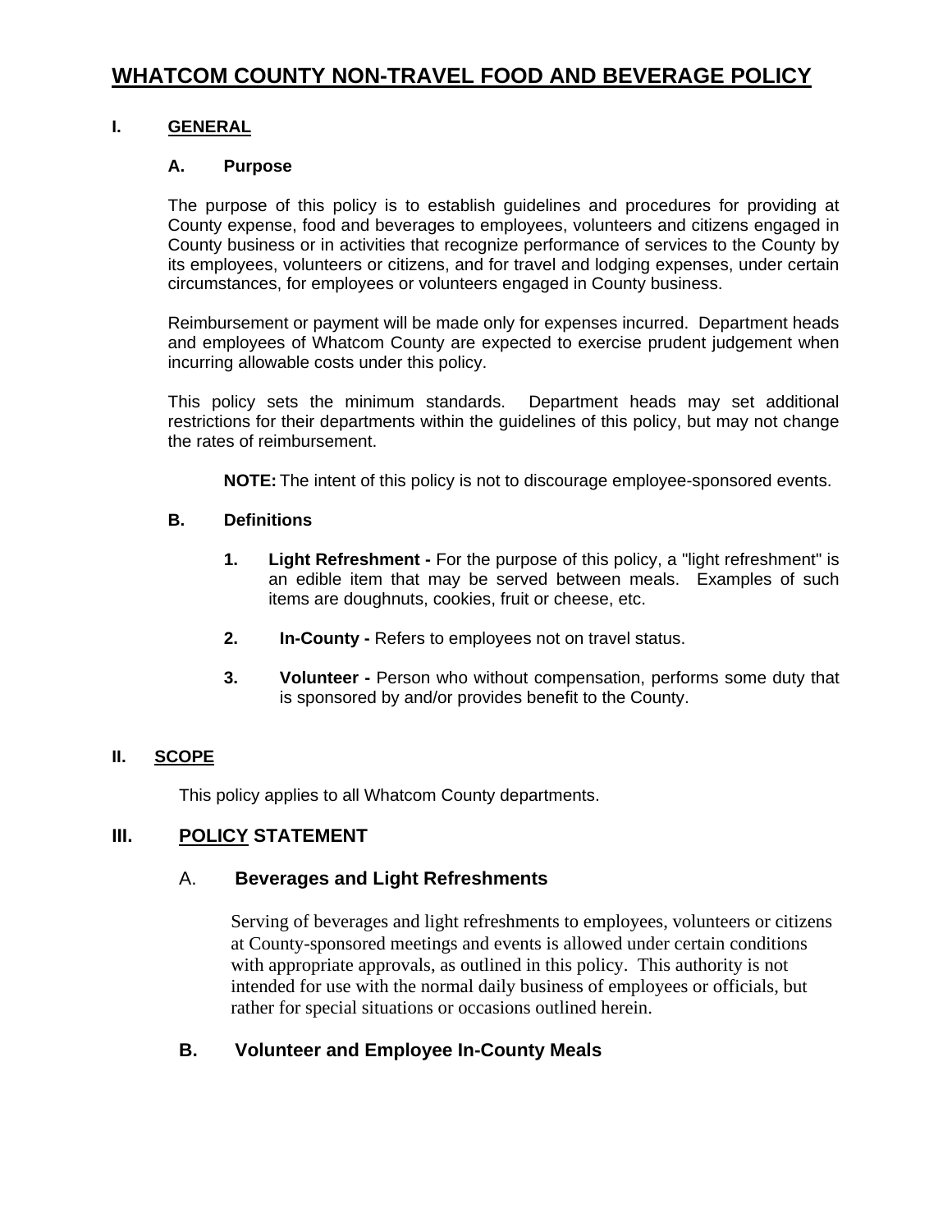# WHATCOM COUNTY NON-TRAVEL FOOD AND BEVERAGE POLICY

## I. GENERAL

### A. Purpose

The purpose of this policy is to establish guidelines and procedures for providing at County expense, food and beverages to employees, volunteers and citizens engaged in County business or in activities that recognize performance of services to the County by its employees, volunteers or citizens, and for travel and lodging expenses, under certain circumstances, for employees or volunteers engaged in County business.

Reimbursement or payment will be made only for expenses incurred. Department heads and employees of Whatcom County are expected to exercise prudent judgement when incurring allowable costs under this policy.

This policy sets the minimum standards. Department heads may set additional restrictions for their departments within the guidelines of this policy, but may not change the rates of reimbursement.

**NOTE:** The intent of this policy is not to discourage employee-sponsored events.

### B. Definitions

1. **Light Refreshment -** For the purpose of this policy, a "light refreshment" is an edible item that may be served between meals. Examples of such items are doughnuts, cookies, fruit or cheese, etc.
2. **In-County -** Refers to employees not on travel status.
3. **Volunteer -** Person who without compensation, performs some duty that is sponsored by and/or provides benefit to the County.

## II. SCOPE

This policy applies to all Whatcom County departments.

## III. POLICY STATEMENT

### A. Beverages and Light Refreshments

Serving of beverages and light refreshments to employees, volunteers or citizens at County-sponsored meetings and events is allowed under certain conditions with appropriate approvals, as outlined in this policy. This authority is not intended for use with the normal daily business of employees or officials, but rather for special situations or occasions outlined herein.

### B. Volunteer and Employee In-County Meals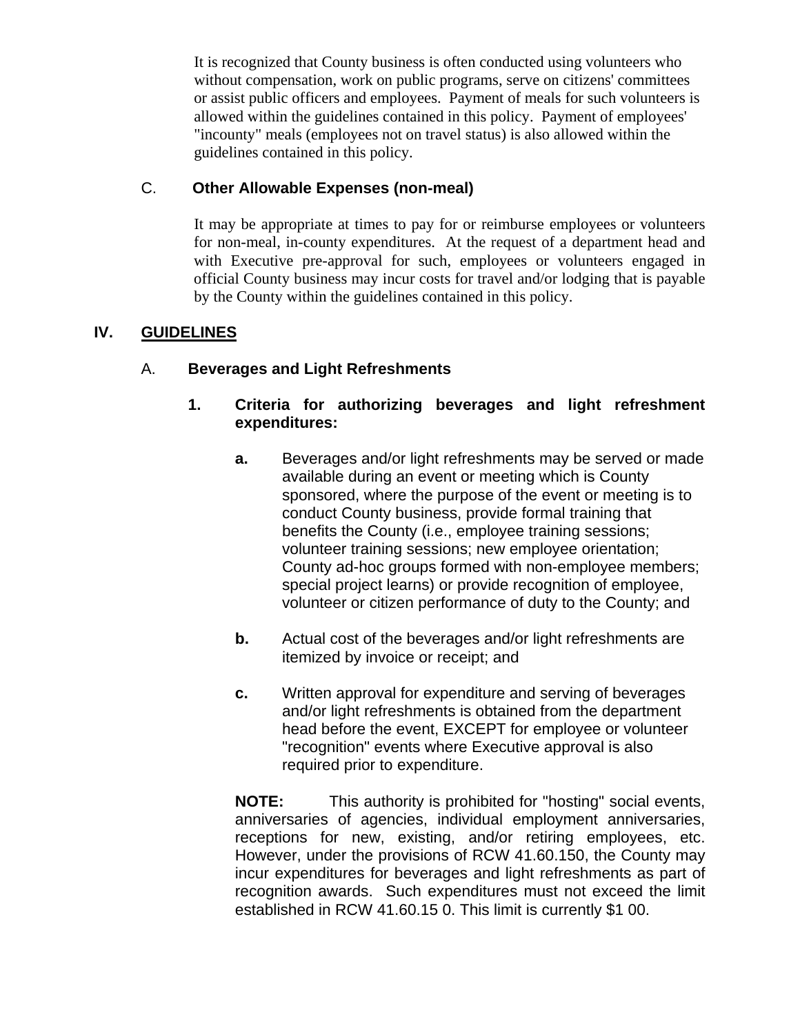It is recognized that County business is often conducted using volunteers who without compensation, work on public programs, serve on citizens' committees or assist public officers and employees. Payment of meals for such volunteers is allowed within the guidelines contained in this policy. Payment of employees' "incounty" meals (employees not on travel status) is also allowed within the guidelines contained in this policy.

### C. Other Allowable Expenses (non-meal)

It may be appropriate at times to pay for or reimburse employees or volunteers for non-meal, in-county expenditures. At the request of a department head and with Executive pre-approval for such, employees or volunteers engaged in official County business may incur costs for travel and/or lodging that is payable by the County within the guidelines contained in this policy.

## IV. GUIDELINES

### A. Beverages and Light Refreshments

**1. Criteria for authorizing beverages and light refreshment expenditures:**

**a.** Beverages and/or light refreshments may be served or made available during an event or meeting which is County sponsored, where the purpose of the event or meeting is to conduct County business, provide formal training that benefits the County (i.e., employee training sessions; volunteer training sessions; new employee orientation; County ad-hoc groups formed with non-employee members; special project learns) or provide recognition of employee, volunteer or citizen performance of duty to the County; and

**b.** Actual cost of the beverages and/or light refreshments are itemized by invoice or receipt; and

**c.** Written approval for expenditure and serving of beverages and/or light refreshments is obtained from the department head before the event, EXCEPT for employee or volunteer "recognition" events where Executive approval is also required prior to expenditure.

**NOTE:** This authority is prohibited for "hosting" social events, anniversaries of agencies, individual employment anniversaries, receptions for new, existing, and/or retiring employees, etc. However, under the provisions of RCW 41.60.150, the County may incur expenditures for beverages and light refreshments as part of recognition awards. Such expenditures must not exceed the limit established in RCW 41.60.15 0. This limit is currently $1 00.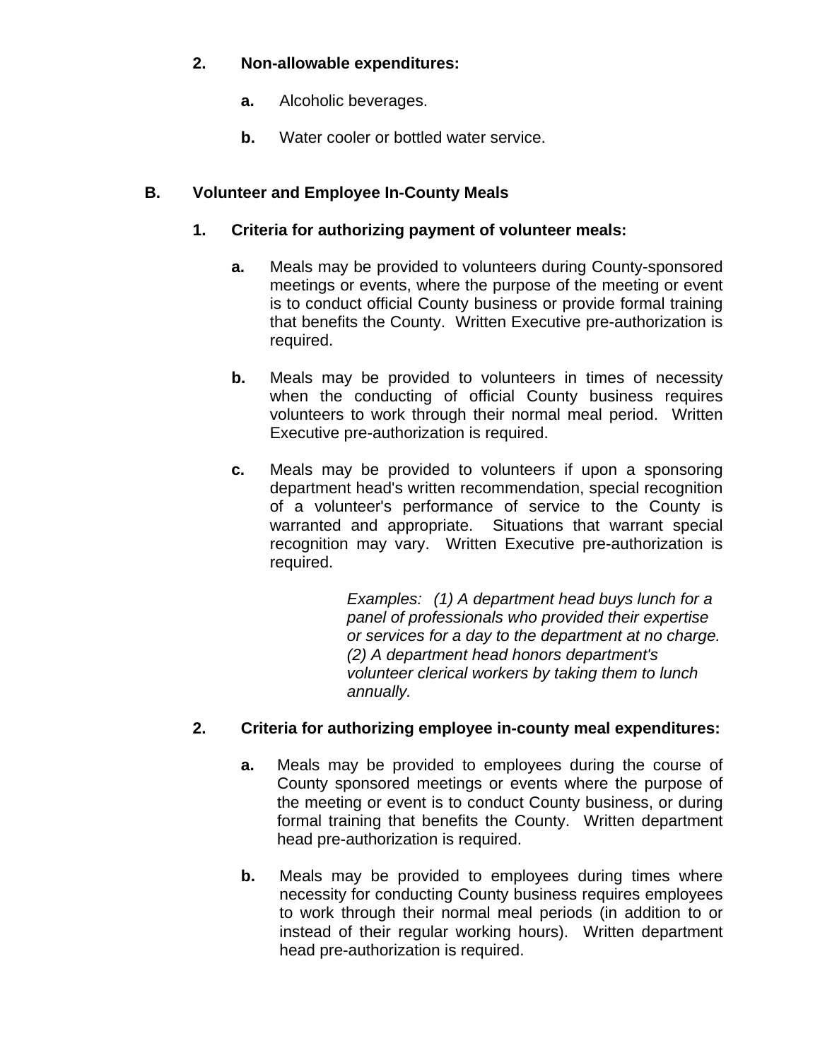2. **Non-allowable expenditures:**

   a. Alcoholic beverages.

   b. Water cooler or bottled water service.

## B. Volunteer and Employee In-County Meals

### 1. Criteria for authorizing payment of volunteer meals:

**a.** Meals may be provided to volunteers during County-sponsored meetings or events, where the purpose of the meeting or event is to conduct official County business or provide formal training that benefits the County. Written Executive pre-authorization is required.

**b.** Meals may be provided to volunteers in times of necessity when the conducting of official County business requires volunteers to work through their normal meal period. Written Executive pre-authorization is required.

**c.** Meals may be provided to volunteers if upon a sponsoring department head's written recommendation, special recognition of a volunteer's performance of service to the County is warranted and appropriate. Situations that warrant special recognition may vary. Written Executive pre-authorization is required.

> *Examples: (1) A department head buys lunch for a panel of professionals who provided their expertise or services for a day to the department at no charge. (2) A department head honors department's volunteer clerical workers by taking them to lunch annually.*

### 2. Criteria for authorizing employee in-county meal expenditures:

**a.** Meals may be provided to employees during the course of County sponsored meetings or events where the purpose of the meeting or event is to conduct County business, or during formal training that benefits the County. Written department head pre-authorization is required.

**b.** Meals may be provided to employees during times where necessity for conducting County business requires employees to work through their normal meal periods (in addition to or instead of their regular working hours). Written department head pre-authorization is required.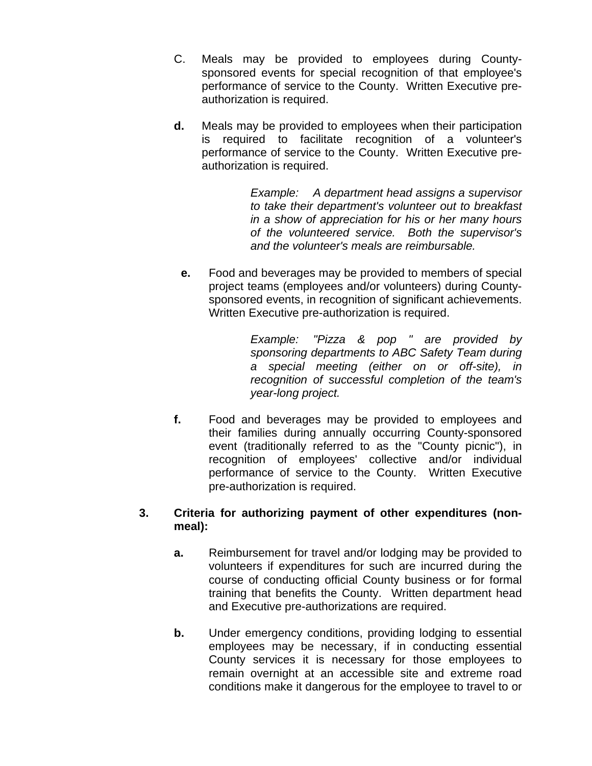C. Meals may be provided to employees during County-sponsored events for special recognition of that employee's performance of service to the County. Written Executive pre-authorization is required.

**d.** Meals may be provided to employees when their participation is required to facilitate recognition of a volunteer's performance of service to the County. Written Executive pre-authorization is required.

> *Example: A department head assigns a supervisor to take their department's volunteer out to breakfast in a show of appreciation for his or her many hours of the volunteered service. Both the supervisor's and the volunteer's meals are reimbursable.*

**e.** Food and beverages may be provided to members of special project teams (employees and/or volunteers) during County-sponsored events, in recognition of significant achievements. Written Executive pre-authorization is required.

> *Example: "Pizza & pop " are provided by sponsoring departments to ABC Safety Team during a special meeting (either on or off-site), in recognition of successful completion of the team's year-long project.*

**f.** Food and beverages may be provided to employees and their families during annually occurring County-sponsored event (traditionally referred to as the "County picnic"), in recognition of employees' collective and/or individual performance of service to the County. Written Executive pre-authorization is required.

**3. Criteria for authorizing payment of other expenditures (non-meal):**

**a.** Reimbursement for travel and/or lodging may be provided to volunteers if expenditures for such are incurred during the course of conducting official County business or for formal training that benefits the County. Written department head and Executive pre-authorizations are required.

**b.** Under emergency conditions, providing lodging to essential employees may be necessary, if in conducting essential County services it is necessary for those employees to remain overnight at an accessible site and extreme road conditions make it dangerous for the employee to travel to or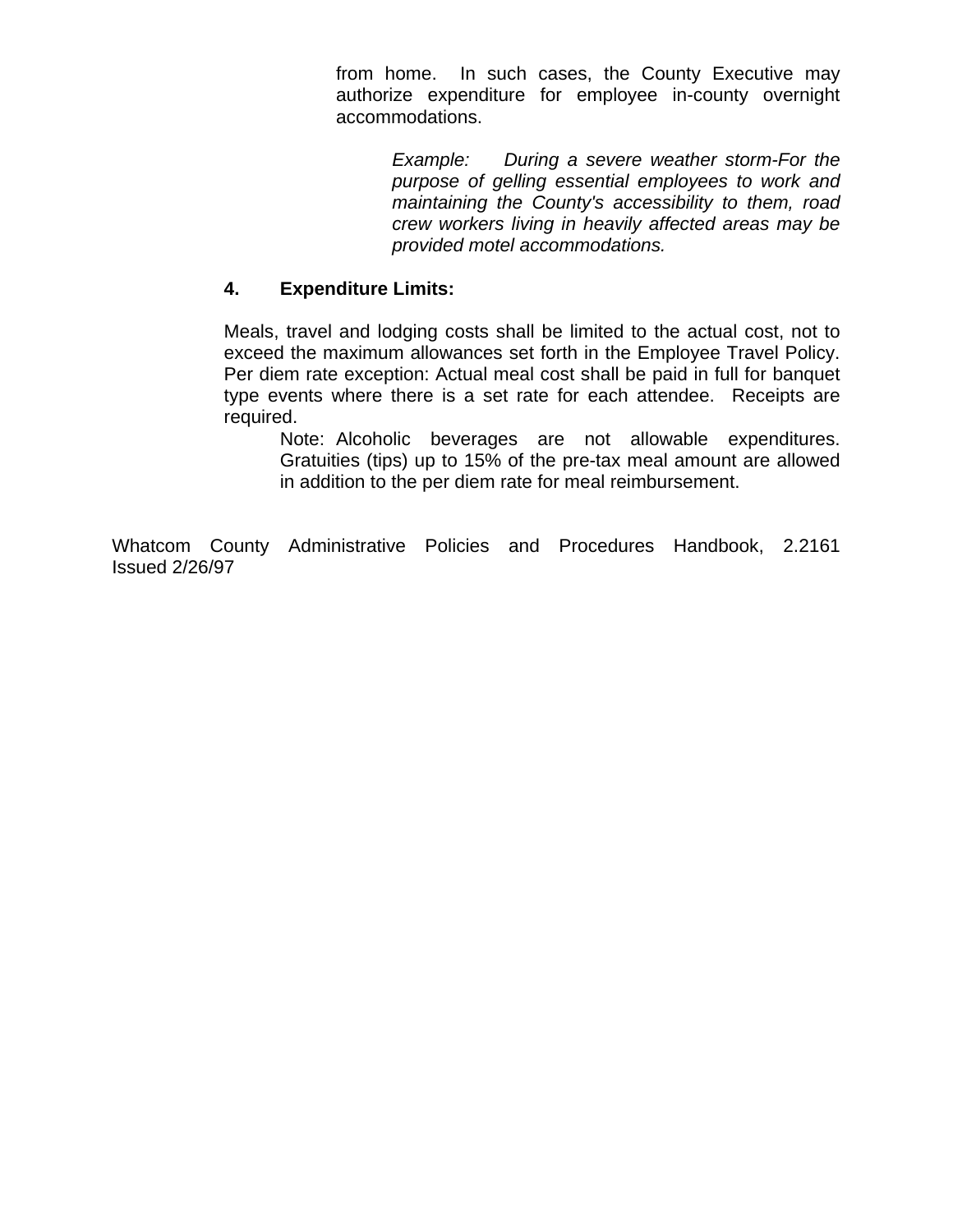from home. In such cases, the County Executive may authorize expenditure for employee in-county overnight accommodations.

*Example: During a severe weather storm-For the purpose of gelling essential employees to work and maintaining the County's accessibility to them, road crew workers living in heavily affected areas may be provided motel accommodations.*

**4. Expenditure Limits:**

Meals, travel and lodging costs shall be limited to the actual cost, not to exceed the maximum allowances set forth in the Employee Travel Policy. Per diem rate exception: Actual meal cost shall be paid in full for banquet type events where there is a set rate for each attendee. Receipts are required.

Note: Alcoholic beverages are not allowable expenditures. Gratuities (tips) up to 15% of the pre-tax meal amount are allowed in addition to the per diem rate for meal reimbursement.

Whatcom County Administrative Policies and Procedures Handbook, 2.2161
Issued 2/26/97